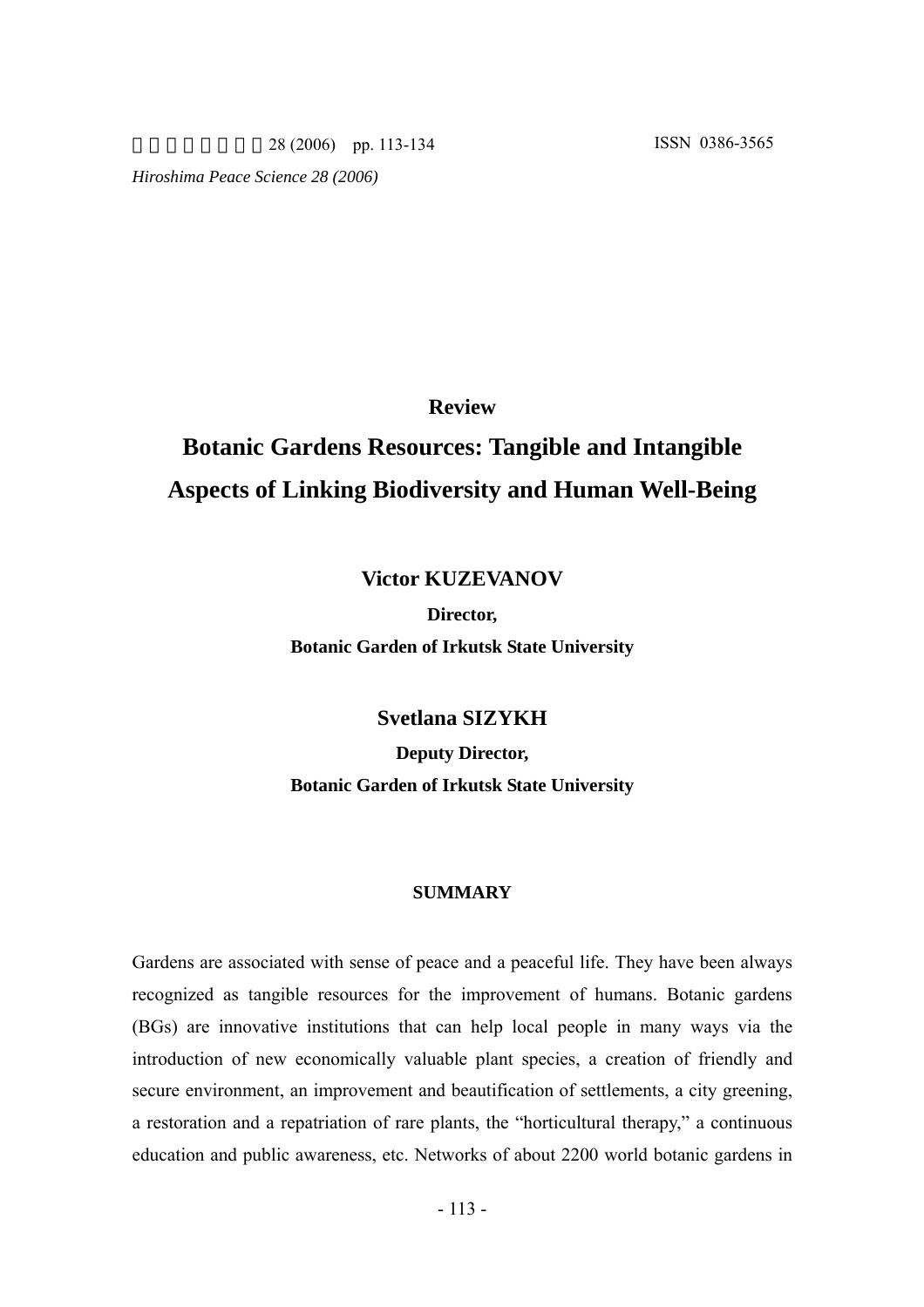**Review**

# Botanic Gardens Resources: Tangible and Intangible Aspects of Linking Biodiversity and Human Well-Being

**Victor KUZEVANOV**

**Director,**

**Botanic Garden of Irkutsk State University**

**Svetlana SIZYKH**

**Deputy Director,**

**Botanic Garden of Irkutsk State University**

## SUMMARY

Gardens are associated with sense of peace and a peaceful life. They have been always recognized as tangible resources for the improvement of humans. Botanic gardens (BGs) are innovative institutions that can help local people in many ways via the introduction of new economically valuable plant species, a creation of friendly and secure environment, an improvement and beautification of settlements, a city greening, a restoration and a repatriation of rare plants, the "horticultural therapy," a continuous education and public awareness, etc. Networks of about 2200 world botanic gardens in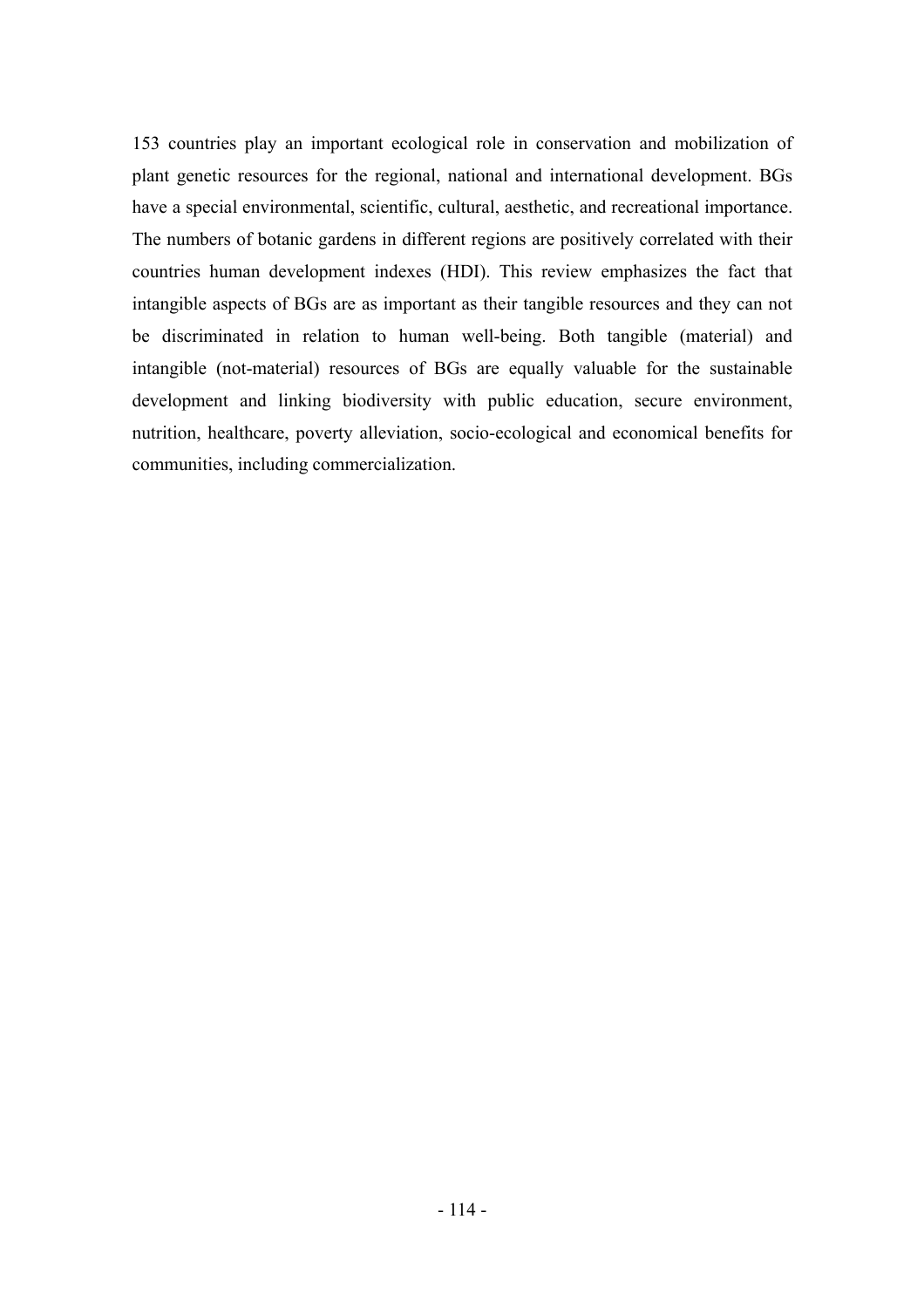153 countries play an important ecological role in conservation and mobilization of plant genetic resources for the regional, national and international development. BGs have a special environmental, scientific, cultural, aesthetic, and recreational importance. The numbers of botanic gardens in different regions are positively correlated with their countries human development indexes (HDI). This review emphasizes the fact that intangible aspects of BGs are as important as their tangible resources and they can not be discriminated in relation to human well-being. Both tangible (material) and intangible (not-material) resources of BGs are equally valuable for the sustainable development and linking biodiversity with public education, secure environment, nutrition, healthcare, poverty alleviation, socio-ecological and economical benefits for communities, including commercialization.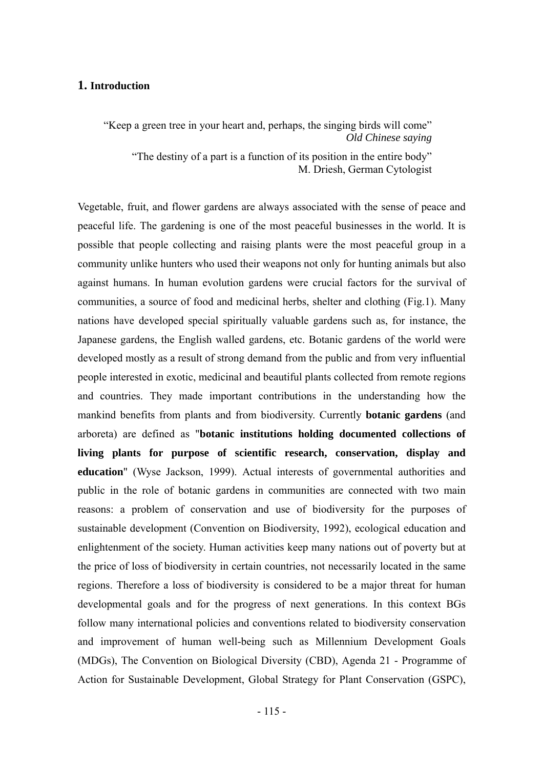# 1. Introduction

> "Keep a green tree in your heart and, perhaps, the singing birds will come"
> *Old Chinese saying*
>
> "The destiny of a part is a function of its position in the entire body"
> M. Driesh, German Cytologist

Vegetable, fruit, and flower gardens are always associated with the sense of peace and peaceful life. The gardening is one of the most peaceful businesses in the world. It is possible that people collecting and raising plants were the most peaceful group in a community unlike hunters who used their weapons not only for hunting animals but also against humans. In human evolution gardens were crucial factors for the survival of communities, a source of food and medicinal herbs, shelter and clothing (Fig.1). Many nations have developed special spiritually valuable gardens such as, for instance, the Japanese gardens, the English walled gardens, etc. Botanic gardens of the world were developed mostly as a result of strong demand from the public and from very influential people interested in exotic, medicinal and beautiful plants collected from remote regions and countries. They made important contributions in the understanding how the mankind benefits from plants and from biodiversity. Currently **botanic gardens** (and arboreta) are defined as "**botanic institutions holding documented collections of living plants for purpose of scientific research, conservation, display and education**" (Wyse Jackson, 1999). Actual interests of governmental authorities and public in the role of botanic gardens in communities are connected with two main reasons: a problem of conservation and use of biodiversity for the purposes of sustainable development (Convention on Biodiversity, 1992), ecological education and enlightenment of the society. Human activities keep many nations out of poverty but at the price of loss of biodiversity in certain countries, not necessarily located in the same regions. Therefore a loss of biodiversity is considered to be a major threat for human developmental goals and for the progress of next generations. In this context BGs follow many international policies and conventions related to biodiversity conservation and improvement of human well-being such as Millennium Development Goals (MDGs), The Convention on Biological Diversity (CBD), Agenda 21 - Programme of Action for Sustainable Development, Global Strategy for Plant Conservation (GSPC),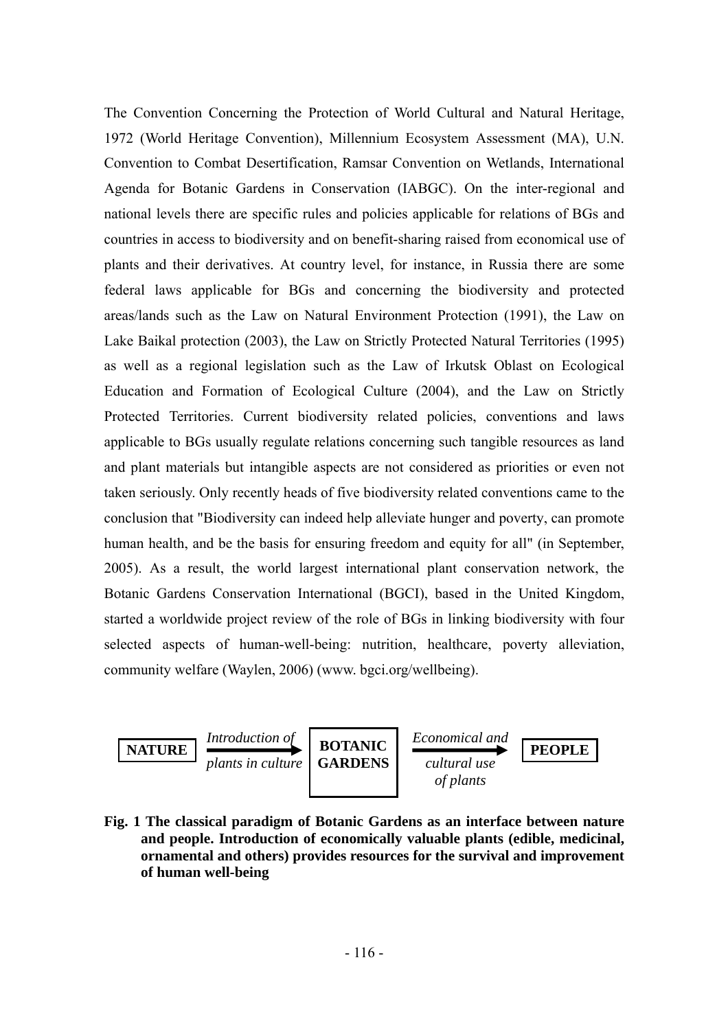The Convention Concerning the Protection of World Cultural and Natural Heritage, 1972 (World Heritage Convention), Millennium Ecosystem Assessment (MA), U.N. Convention to Combat Desertification, Ramsar Convention on Wetlands, International Agenda for Botanic Gardens in Conservation (IABGC). On the inter-regional and national levels there are specific rules and policies applicable for relations of BGs and countries in access to biodiversity and on benefit-sharing raised from economical use of plants and their derivatives. At country level, for instance, in Russia there are some federal laws applicable for BGs and concerning the biodiversity and protected areas/lands such as the Law on Natural Environment Protection (1991), the Law on Lake Baikal protection (2003), the Law on Strictly Protected Natural Territories (1995) as well as a regional legislation such as the Law of Irkutsk Oblast on Ecological Education and Formation of Ecological Culture (2004), and the Law on Strictly Protected Territories. Current biodiversity related policies, conventions and laws applicable to BGs usually regulate relations concerning such tangible resources as land and plant materials but intangible aspects are not considered as priorities or even not taken seriously. Only recently heads of five biodiversity related conventions came to the conclusion that "Biodiversity can indeed help alleviate hunger and poverty, can promote human health, and be the basis for ensuring freedom and equity for all" (in September, 2005). As a result, the world largest international plant conservation network, the Botanic Gardens Conservation International (BGCI), based in the United Kingdom, started a worldwide project review of the role of BGs in linking biodiversity with four selected aspects of human-well-being: nutrition, healthcare, poverty alleviation, community welfare (Waylen, 2006) (www. bgci.org/wellbeing).

**NATURE** → *Introduction of plants in culture* → **BOTANIC GARDENS** → *Economical and cultural use of plants* → **PEOPLE**

**Fig. 1 The classical paradigm of Botanic Gardens as an interface between nature and people. Introduction of economically valuable plants (edible, medicinal, ornamental and others) provides resources for the survival and improvement of human well-being**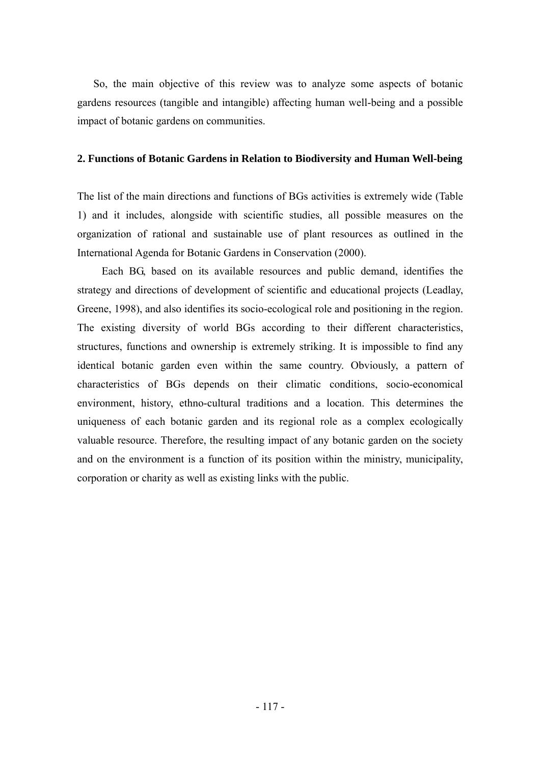So, the main objective of this review was to analyze some aspects of botanic gardens resources (tangible and intangible) affecting human well-being and a possible impact of botanic gardens on communities.

## 2. Functions of Botanic Gardens in Relation to Biodiversity and Human Well-being

The list of the main directions and functions of BGs activities is extremely wide (Table 1) and it includes, alongside with scientific studies, all possible measures on the organization of rational and sustainable use of plant resources as outlined in the International Agenda for Botanic Gardens in Conservation (2000).

Each BG, based on its available resources and public demand, identifies the strategy and directions of development of scientific and educational projects (Leadlay, Greene, 1998), and also identifies its socio-ecological role and positioning in the region. The existing diversity of world BGs according to their different characteristics, structures, functions and ownership is extremely striking. It is impossible to find any identical botanic garden even within the same country. Obviously, a pattern of characteristics of BGs depends on their climatic conditions, socio-economical environment, history, ethno-cultural traditions and a location. This determines the uniqueness of each botanic garden and its regional role as a complex ecologically valuable resource. Therefore, the resulting impact of any botanic garden on the society and on the environment is a function of its position within the ministry, municipality, corporation or charity as well as existing links with the public.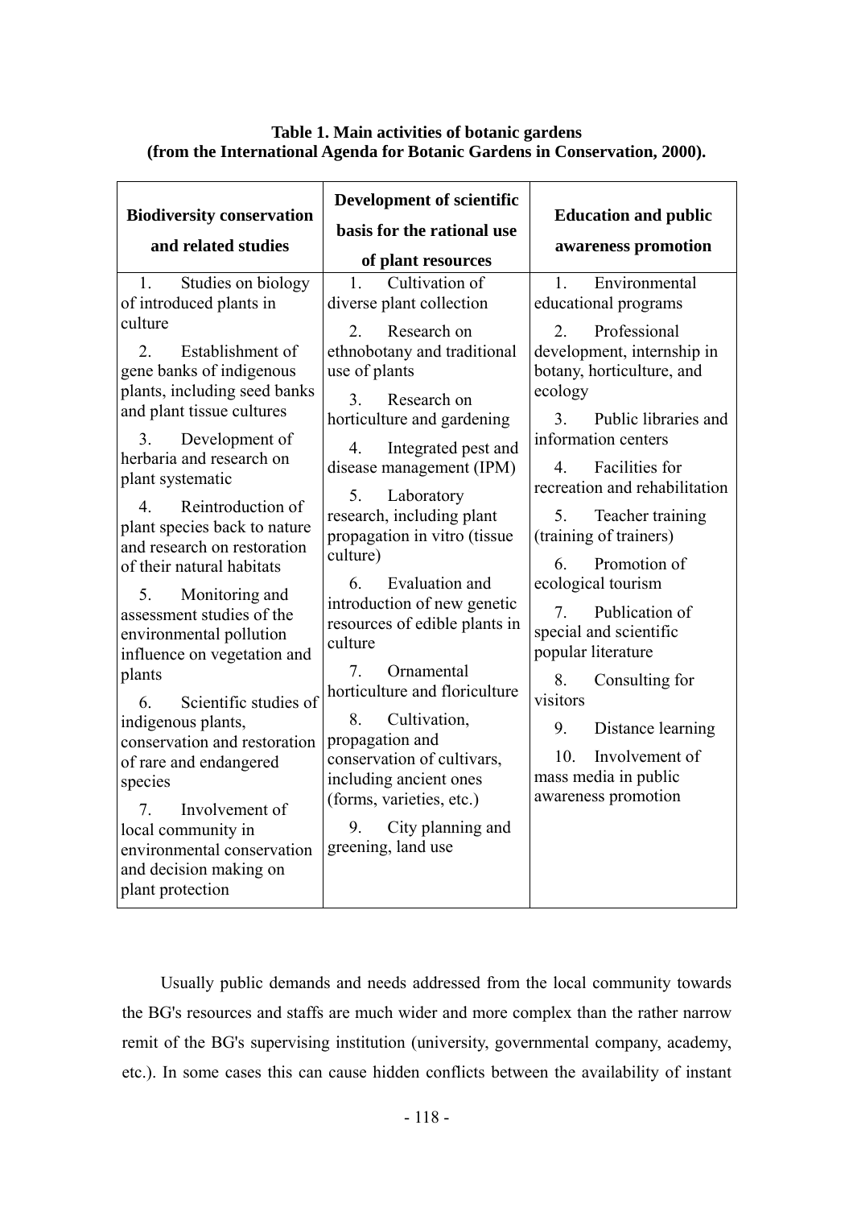**Table 1. Main activities of botanic gardens (from the International Agenda for Botanic Gardens in Conservation, 2000).**

| Biodiversity conservation and related studies | Development of scientific basis for the rational use of plant resources | Education and public awareness promotion |
|---|---|---|
| 1. Studies on biology of introduced plants in culture | 1. Cultivation of diverse plant collection | 1. Environmental educational programs |
| 2. Establishment of gene banks of indigenous plants, including seed banks and plant tissue cultures | 2. Research on ethnobotany and traditional use of plants | 2. Professional development, internship in botany, horticulture, and ecology |
| 3. Development of herbaria and research on plant systematic | 3. Research on horticulture and gardening | 3. Public libraries and information centers |
| 4. Reintroduction of plant species back to nature and research on restoration of their natural habitats | 4. Integrated pest and disease management (IPM) | 4. Facilities for recreation and rehabilitation |
| 5. Monitoring and assessment studies of the environmental pollution influence on vegetation and plants | 5. Laboratory research, including plant propagation in vitro (tissue culture) | 5. Teacher training (training of trainers) |
| 6. Scientific studies of indigenous plants, conservation and restoration of rare and endangered species | 6. Evaluation and introduction of new genetic resources of edible plants in culture | 6. Promotion of ecological tourism |
| 7. Involvement of local community in environmental conservation and decision making on plant protection | 7. Ornamental horticulture and floriculture | 7. Publication of special and scientific popular literature |
| | 8. Cultivation, propagation and conservation of cultivars, including ancient ones (forms, varieties, etc.) | 8. Consulting for visitors |
| | 9. City planning and greening, land use | 9. Distance learning |
| | | 10. Involvement of mass media in public awareness promotion |

Usually public demands and needs addressed from the local community towards the BG's resources and staffs are much wider and more complex than the rather narrow remit of the BG's supervising institution (university, governmental company, academy, etc.). In some cases this can cause hidden conflicts between the availability of instant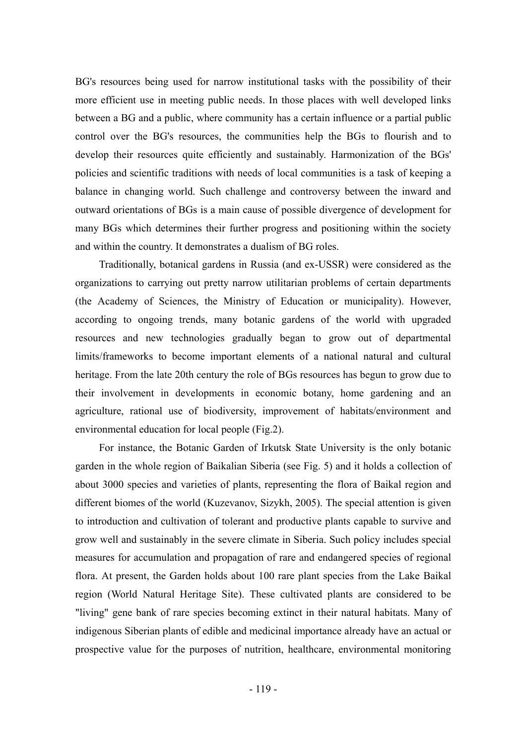BG's resources being used for narrow institutional tasks with the possibility of their more efficient use in meeting public needs. In those places with well developed links between a BG and a public, where community has a certain influence or a partial public control over the BG's resources, the communities help the BGs to flourish and to develop their resources quite efficiently and sustainably. Harmonization of the BGs' policies and scientific traditions with needs of local communities is a task of keeping a balance in changing world. Such challenge and controversy between the inward and outward orientations of BGs is a main cause of possible divergence of development for many BGs which determines their further progress and positioning within the society and within the country. It demonstrates a dualism of BG roles.

Traditionally, botanical gardens in Russia (and ex-USSR) were considered as the organizations to carrying out pretty narrow utilitarian problems of certain departments (the Academy of Sciences, the Ministry of Education or municipality). However, according to ongoing trends, many botanic gardens of the world with upgraded resources and new technologies gradually began to grow out of departmental limits/frameworks to become important elements of a national natural and cultural heritage. From the late 20th century the role of BGs resources has begun to grow due to their involvement in developments in economic botany, home gardening and an agriculture, rational use of biodiversity, improvement of habitats/environment and environmental education for local people (Fig.2).

For instance, the Botanic Garden of Irkutsk State University is the only botanic garden in the whole region of Baikalian Siberia (see Fig. 5) and it holds a collection of about 3000 species and varieties of plants, representing the flora of Baikal region and different biomes of the world (Kuzevanov, Sizykh, 2005). The special attention is given to introduction and cultivation of tolerant and productive plants capable to survive and grow well and sustainably in the severe climate in Siberia. Such policy includes special measures for accumulation and propagation of rare and endangered species of regional flora. At present, the Garden holds about 100 rare plant species from the Lake Baikal region (World Natural Heritage Site). These cultivated plants are considered to be "living" gene bank of rare species becoming extinct in their natural habitats. Many of indigenous Siberian plants of edible and medicinal importance already have an actual or prospective value for the purposes of nutrition, healthcare, environmental monitoring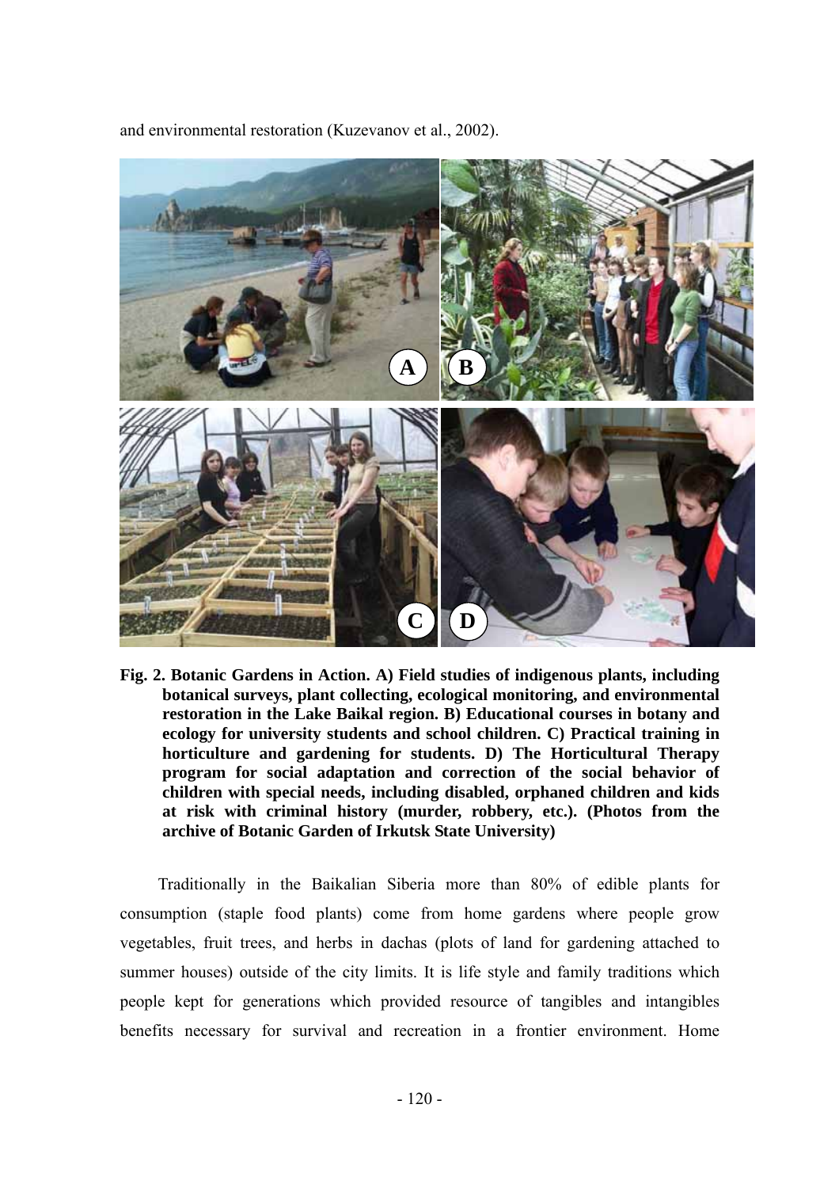and environmental restoration (Kuzevanov et al., 2002).

**Fig. 2. Botanic Gardens in Action. A) Field studies of indigenous plants, including botanical surveys, plant collecting, ecological monitoring, and environmental restoration in the Lake Baikal region. B) Educational courses in botany and ecology for university students and school children. C) Practical training in horticulture and gardening for students. D) The Horticultural Therapy program for social adaptation and correction of the social behavior of children with special needs, including disabled, orphaned children and kids at risk with criminal history (murder, robbery, etc.). (Photos from the archive of Botanic Garden of Irkutsk State University)**

Traditionally in the Baikalian Siberia more than 80% of edible plants for consumption (staple food plants) come from home gardens where people grow vegetables, fruit trees, and herbs in dachas (plots of land for gardening attached to summer houses) outside of the city limits. It is life style and family traditions which people kept for generations which provided resource of tangibles and intangibles benefits necessary for survival and recreation in a frontier environment. Home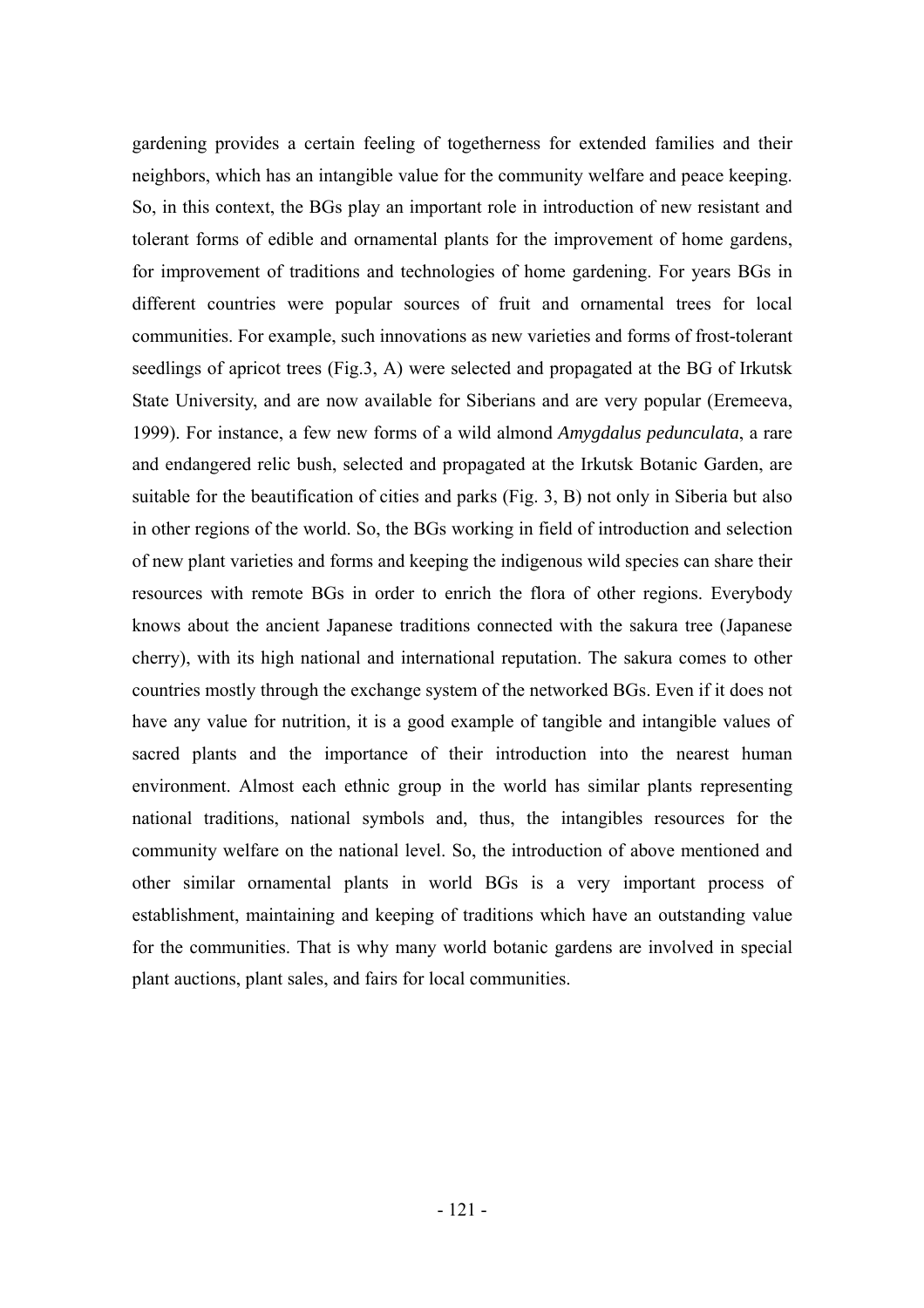gardening provides a certain feeling of togetherness for extended families and their neighbors, which has an intangible value for the community welfare and peace keeping. So, in this context, the BGs play an important role in introduction of new resistant and tolerant forms of edible and ornamental plants for the improvement of home gardens, for improvement of traditions and technologies of home gardening. For years BGs in different countries were popular sources of fruit and ornamental trees for local communities. For example, such innovations as new varieties and forms of frost-tolerant seedlings of apricot trees (Fig.3, A) were selected and propagated at the BG of Irkutsk State University, and are now available for Siberians and are very popular (Eremeeva, 1999). For instance, a few new forms of a wild almond *Amygdalus pedunculata*, a rare and endangered relic bush, selected and propagated at the Irkutsk Botanic Garden, are suitable for the beautification of cities and parks (Fig. 3, B) not only in Siberia but also in other regions of the world. So, the BGs working in field of introduction and selection of new plant varieties and forms and keeping the indigenous wild species can share their resources with remote BGs in order to enrich the flora of other regions. Everybody knows about the ancient Japanese traditions connected with the sakura tree (Japanese cherry), with its high national and international reputation. The sakura comes to other countries mostly through the exchange system of the networked BGs. Even if it does not have any value for nutrition, it is a good example of tangible and intangible values of sacred plants and the importance of their introduction into the nearest human environment. Almost each ethnic group in the world has similar plants representing national traditions, national symbols and, thus, the intangibles resources for the community welfare on the national level. So, the introduction of above mentioned and other similar ornamental plants in world BGs is a very important process of establishment, maintaining and keeping of traditions which have an outstanding value for the communities. That is why many world botanic gardens are involved in special plant auctions, plant sales, and fairs for local communities.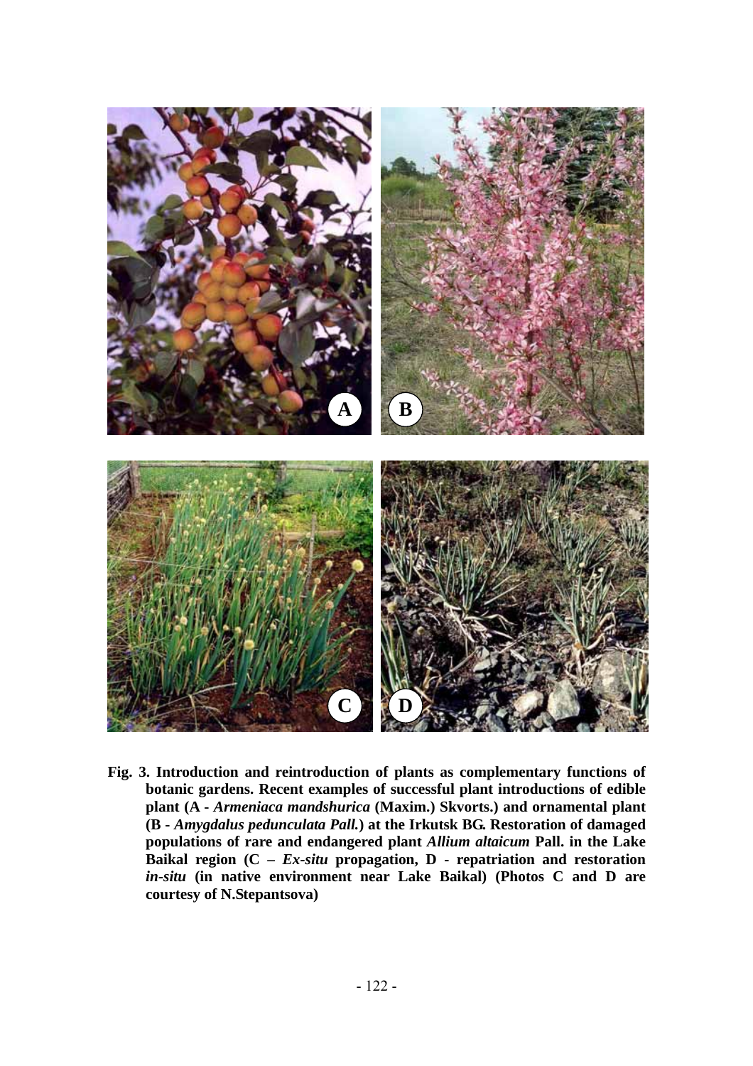**Fig. 3. Introduction and reintroduction of plants as complementary functions of botanic gardens. Recent examples of successful plant introductions of edible plant (A - *Armeniaca mandshurica* (Maxim.) Skvorts.) and ornamental plant (B - *Amygdalus pedunculata Pall.*) at the Irkutsk BG. Restoration of damaged populations of rare and endangered plant *Allium altaicum* Pall. in the Lake Baikal region (C – *Ex-situ* propagation, D - repatriation and restoration *in-situ* (in native environment near Lake Baikal) (Photos C and D are courtesy of N.Stepantsova)**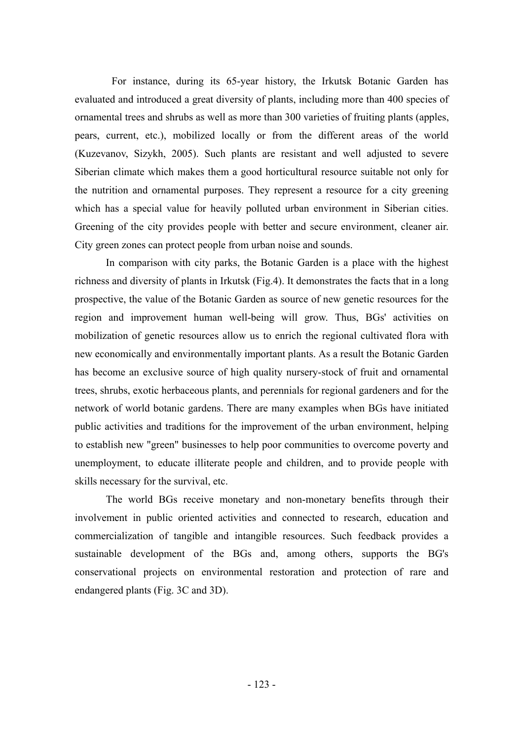For instance, during its 65-year history, the Irkutsk Botanic Garden has evaluated and introduced a great diversity of plants, including more than 400 species of ornamental trees and shrubs as well as more than 300 varieties of fruiting plants (apples, pears, current, etc.), mobilized locally or from the different areas of the world (Kuzevanov, Sizykh, 2005). Such plants are resistant and well adjusted to severe Siberian climate which makes them a good horticultural resource suitable not only for the nutrition and ornamental purposes. They represent a resource for a city greening which has a special value for heavily polluted urban environment in Siberian cities. Greening of the city provides people with better and secure environment, cleaner air. City green zones can protect people from urban noise and sounds.

In comparison with city parks, the Botanic Garden is a place with the highest richness and diversity of plants in Irkutsk (Fig.4). It demonstrates the facts that in a long prospective, the value of the Botanic Garden as source of new genetic resources for the region and improvement human well-being will grow. Thus, BGs' activities on mobilization of genetic resources allow us to enrich the regional cultivated flora with new economically and environmentally important plants. As a result the Botanic Garden has become an exclusive source of high quality nursery-stock of fruit and ornamental trees, shrubs, exotic herbaceous plants, and perennials for regional gardeners and for the network of world botanic gardens. There are many examples when BGs have initiated public activities and traditions for the improvement of the urban environment, helping to establish new "green" businesses to help poor communities to overcome poverty and unemployment, to educate illiterate people and children, and to provide people with skills necessary for the survival, etc.

The world BGs receive monetary and non-monetary benefits through their involvement in public oriented activities and connected to research, education and commercialization of tangible and intangible resources. Such feedback provides a sustainable development of the BGs and, among others, supports the BG's conservational projects on environmental restoration and protection of rare and endangered plants (Fig. 3C and 3D).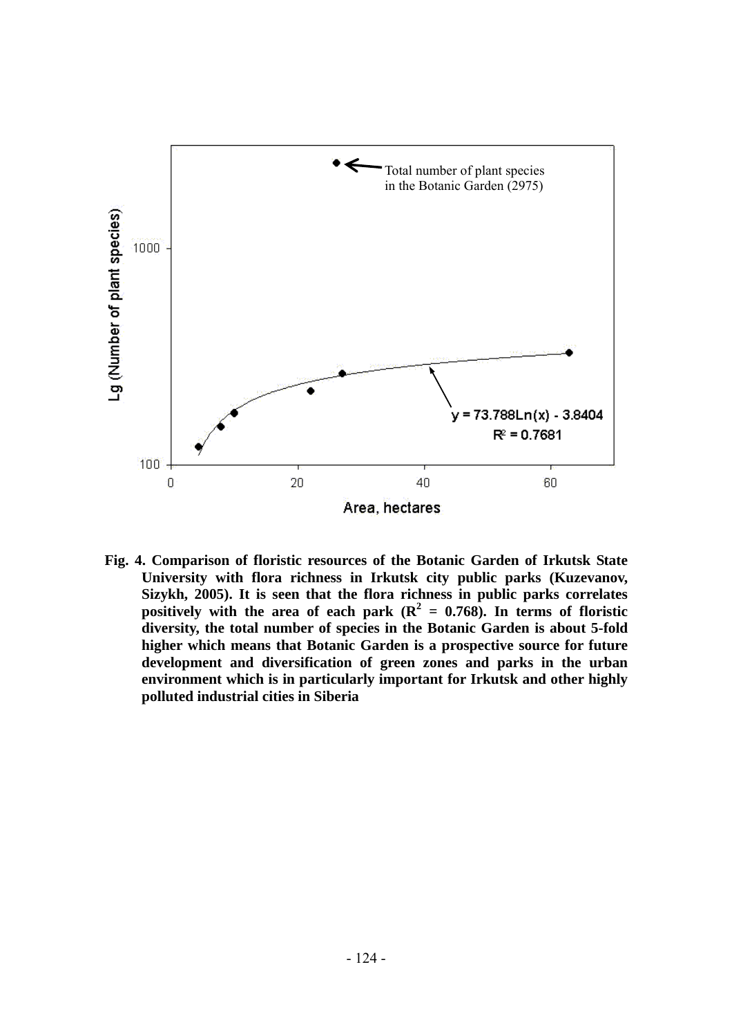**Fig. 4. Comparison of floristic resources of the Botanic Garden of Irkutsk State University with flora richness in Irkutsk city public parks (Kuzevanov, Sizykh, 2005). It is seen that the flora richness in public parks correlates positively with the area of each park ($R^2$ = 0.768). In terms of floristic diversity, the total number of species in the Botanic Garden is about 5-fold higher which means that Botanic Garden is a prospective source for future development and diversification of green zones and parks in the urban environment which is in particularly important for Irkutsk and other highly polluted industrial cities in Siberia**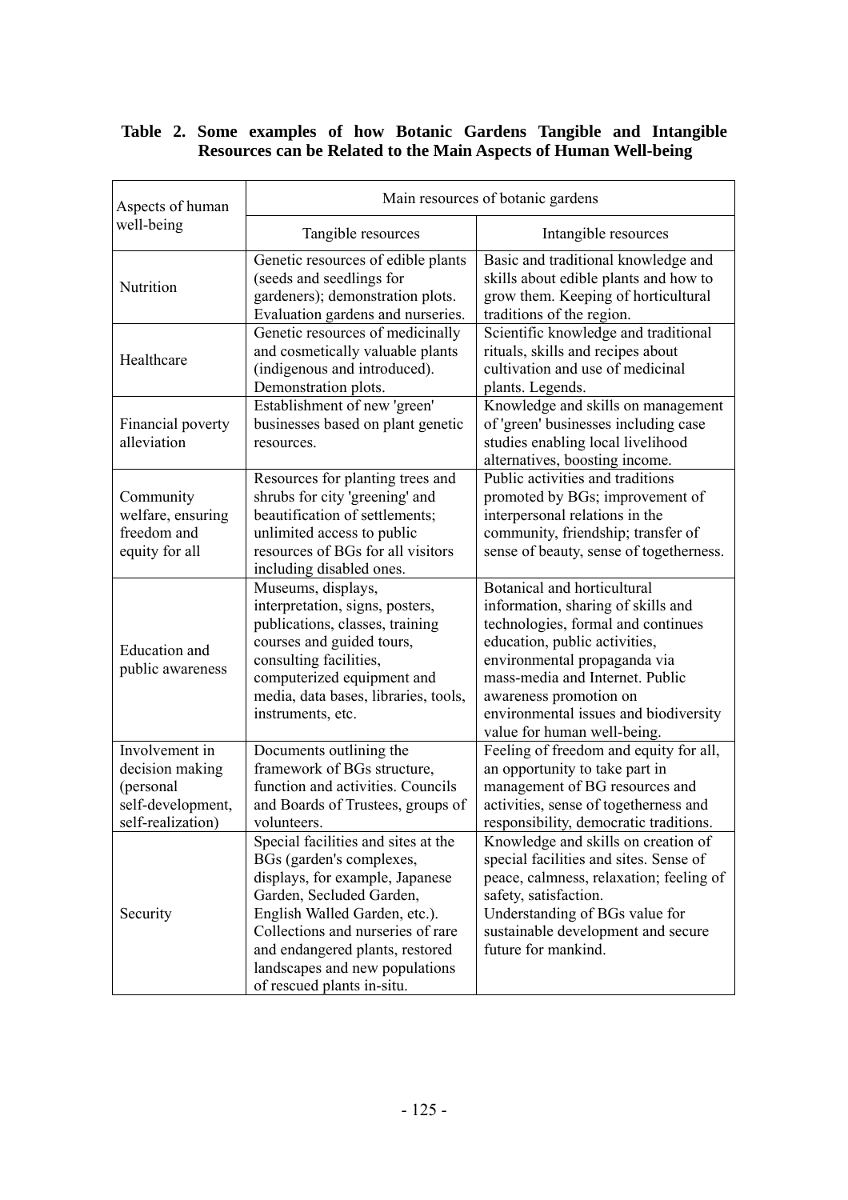**Table 2. Some examples of how Botanic Gardens Tangible and Intangible Resources can be Related to the Main Aspects of Human Well-being**

| Aspects of human well-being | Main resources of botanic gardens | |
|---|---|---|
| | Tangible resources | Intangible resources |
| Nutrition | Genetic resources of edible plants (seeds and seedlings for gardeners); demonstration plots. Evaluation gardens and nurseries. | Basic and traditional knowledge and skills about edible plants and how to grow them. Keeping of horticultural traditions of the region. |
| Healthcare | Genetic resources of medicinally and cosmetically valuable plants (indigenous and introduced). Demonstration plots. | Scientific knowledge and traditional rituals, skills and recipes about cultivation and use of medicinal plants. Legends. |
| Financial poverty alleviation | Establishment of new 'green' businesses based on plant genetic resources. | Knowledge and skills on management of 'green' businesses including case studies enabling local livelihood alternatives, boosting income. |
| Community welfare, ensuring freedom and equity for all | Resources for planting trees and shrubs for city 'greening' and beautification of settlements; unlimited access to public resources of BGs for all visitors including disabled ones. | Public activities and traditions promoted by BGs; improvement of interpersonal relations in the community, friendship; transfer of sense of beauty, sense of togetherness. |
| Education and public awareness | Museums, displays, interpretation, signs, posters, publications, classes, training courses and guided tours, consulting facilities, computerized equipment and media, data bases, libraries, tools, instruments, etc. | Botanical and horticultural information, sharing of skills and technologies, formal and continues education, public activities, environmental propaganda via mass-media and Internet. Public awareness promotion on environmental issues and biodiversity value for human well-being. |
| Involvement in decision making (personal self-development, self-realization) | Documents outlining the framework of BGs structure, function and activities. Councils and Boards of Trustees, groups of volunteers. | Feeling of freedom and equity for all, an opportunity to take part in management of BG resources and activities, sense of togetherness and responsibility, democratic traditions. |
| Security | Special facilities and sites at the BGs (garden's complexes, displays, for example, Japanese Garden, Secluded Garden, English Walled Garden, etc.). Collections and nurseries of rare and endangered plants, restored landscapes and new populations of rescued plants in-situ. | Knowledge and skills on creation of special facilities and sites. Sense of peace, calmness, relaxation; feeling of safety, satisfaction. Understanding of BGs value for sustainable development and secure future for mankind. |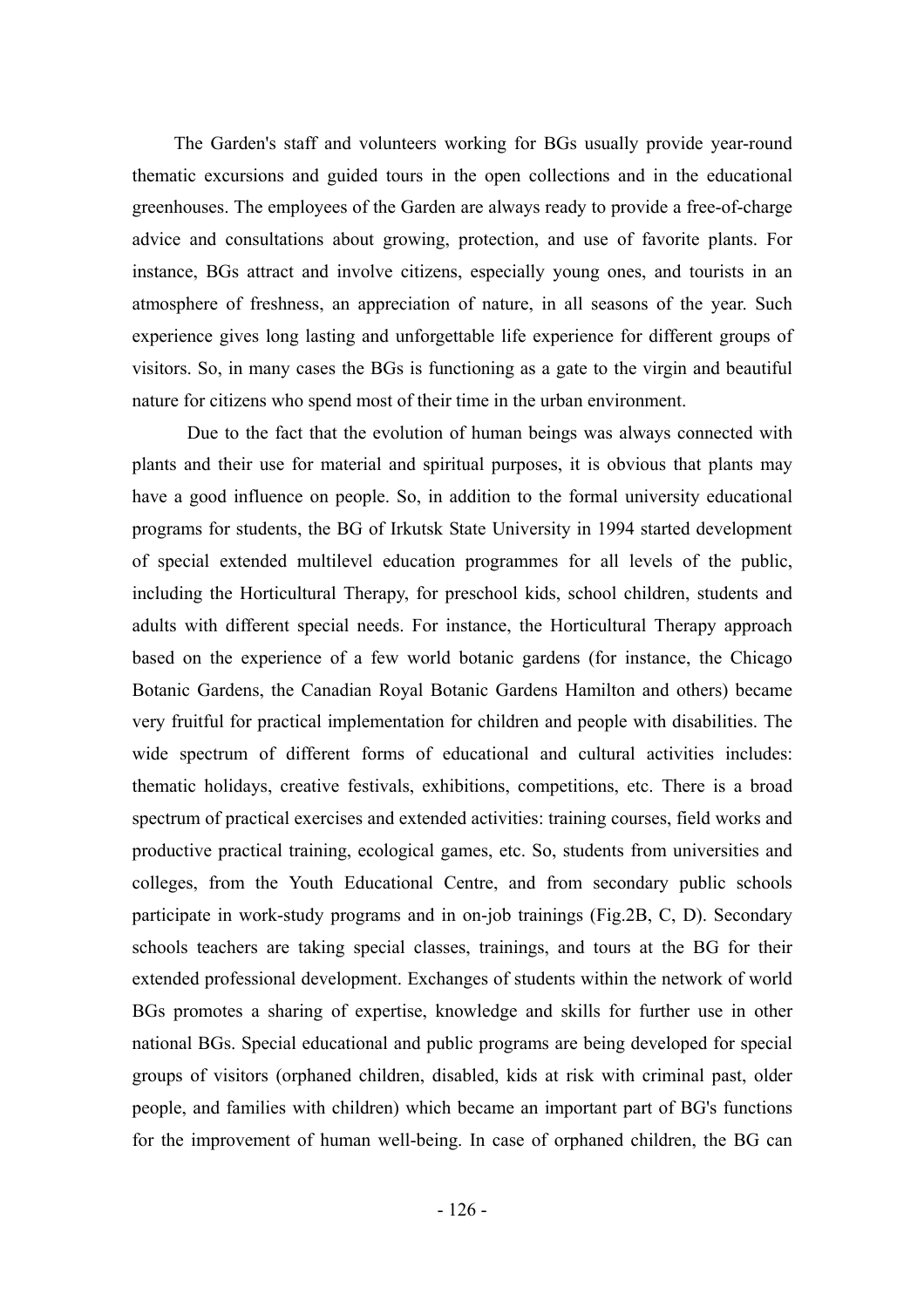The Garden's staff and volunteers working for BGs usually provide year-round thematic excursions and guided tours in the open collections and in the educational greenhouses. The employees of the Garden are always ready to provide a free-of-charge advice and consultations about growing, protection, and use of favorite plants. For instance, BGs attract and involve citizens, especially young ones, and tourists in an atmosphere of freshness, an appreciation of nature, in all seasons of the year. Such experience gives long lasting and unforgettable life experience for different groups of visitors. So, in many cases the BGs is functioning as a gate to the virgin and beautiful nature for citizens who spend most of their time in the urban environment.

Due to the fact that the evolution of human beings was always connected with plants and their use for material and spiritual purposes, it is obvious that plants may have a good influence on people. So, in addition to the formal university educational programs for students, the BG of Irkutsk State University in 1994 started development of special extended multilevel education programmes for all levels of the public, including the Horticultural Therapy, for preschool kids, school children, students and adults with different special needs. For instance, the Horticultural Therapy approach based on the experience of a few world botanic gardens (for instance, the Chicago Botanic Gardens, the Canadian Royal Botanic Gardens Hamilton and others) became very fruitful for practical implementation for children and people with disabilities. The wide spectrum of different forms of educational and cultural activities includes: thematic holidays, creative festivals, exhibitions, competitions, etc. There is a broad spectrum of practical exercises and extended activities: training courses, field works and productive practical training, ecological games, etc. So, students from universities and colleges, from the Youth Educational Centre, and from secondary public schools participate in work-study programs and in on-job trainings (Fig.2B, C, D). Secondary schools teachers are taking special classes, trainings, and tours at the BG for their extended professional development. Exchanges of students within the network of world BGs promotes a sharing of expertise, knowledge and skills for further use in other national BGs. Special educational and public programs are being developed for special groups of visitors (orphaned children, disabled, kids at risk with criminal past, older people, and families with children) which became an important part of BG's functions for the improvement of human well-being. In case of orphaned children, the BG can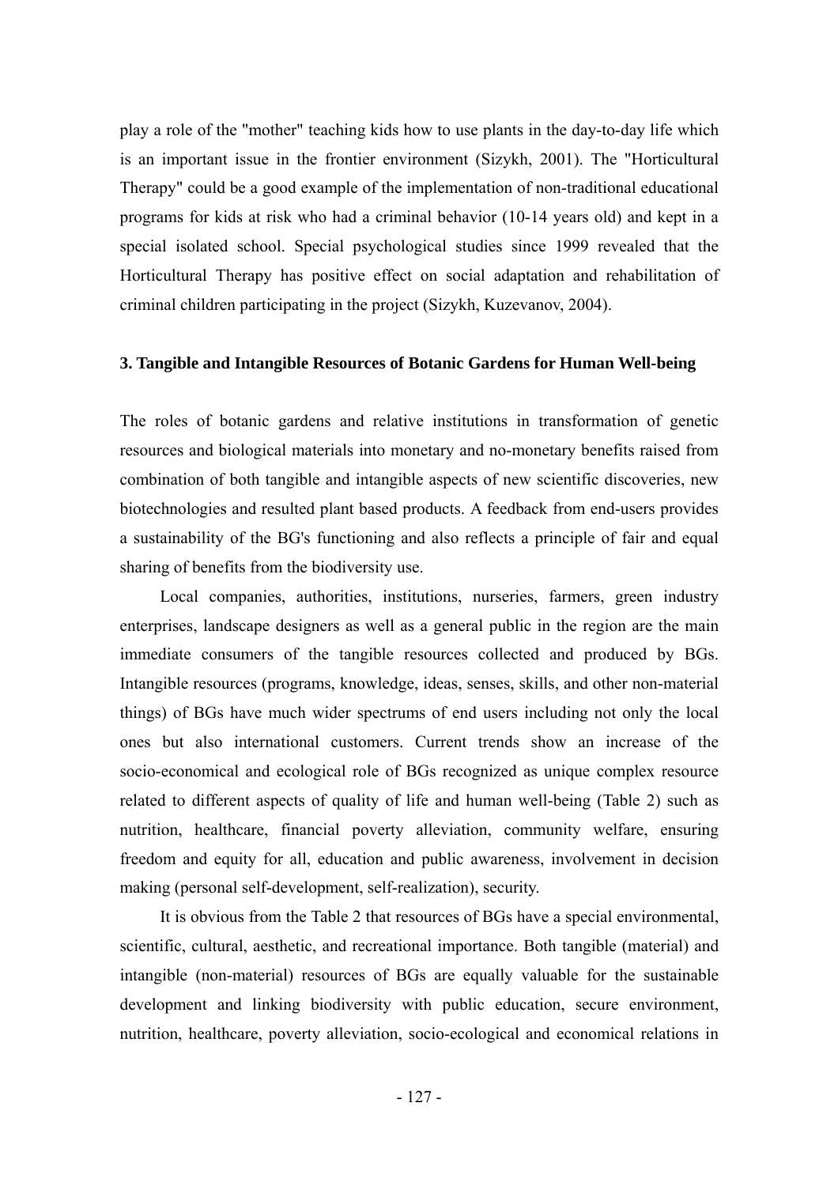play a role of the "mother" teaching kids how to use plants in the day-to-day life which is an important issue in the frontier environment (Sizykh, 2001). The "Horticultural Therapy" could be a good example of the implementation of non-traditional educational programs for kids at risk who had a criminal behavior (10-14 years old) and kept in a special isolated school. Special psychological studies since 1999 revealed that the Horticultural Therapy has positive effect on social adaptation and rehabilitation of criminal children participating in the project (Sizykh, Kuzevanov, 2004).

### 3. Tangible and Intangible Resources of Botanic Gardens for Human Well-being

The roles of botanic gardens and relative institutions in transformation of genetic resources and biological materials into monetary and no-monetary benefits raised from combination of both tangible and intangible aspects of new scientific discoveries, new biotechnologies and resulted plant based products. A feedback from end-users provides a sustainability of the BG's functioning and also reflects a principle of fair and equal sharing of benefits from the biodiversity use.

Local companies, authorities, institutions, nurseries, farmers, green industry enterprises, landscape designers as well as a general public in the region are the main immediate consumers of the tangible resources collected and produced by BGs. Intangible resources (programs, knowledge, ideas, senses, skills, and other non-material things) of BGs have much wider spectrums of end users including not only the local ones but also international customers. Current trends show an increase of the socio-economical and ecological role of BGs recognized as unique complex resource related to different aspects of quality of life and human well-being (Table 2) such as nutrition, healthcare, financial poverty alleviation, community welfare, ensuring freedom and equity for all, education and public awareness, involvement in decision making (personal self-development, self-realization), security.

It is obvious from the Table 2 that resources of BGs have a special environmental, scientific, cultural, aesthetic, and recreational importance. Both tangible (material) and intangible (non-material) resources of BGs are equally valuable for the sustainable development and linking biodiversity with public education, secure environment, nutrition, healthcare, poverty alleviation, socio-ecological and economical relations in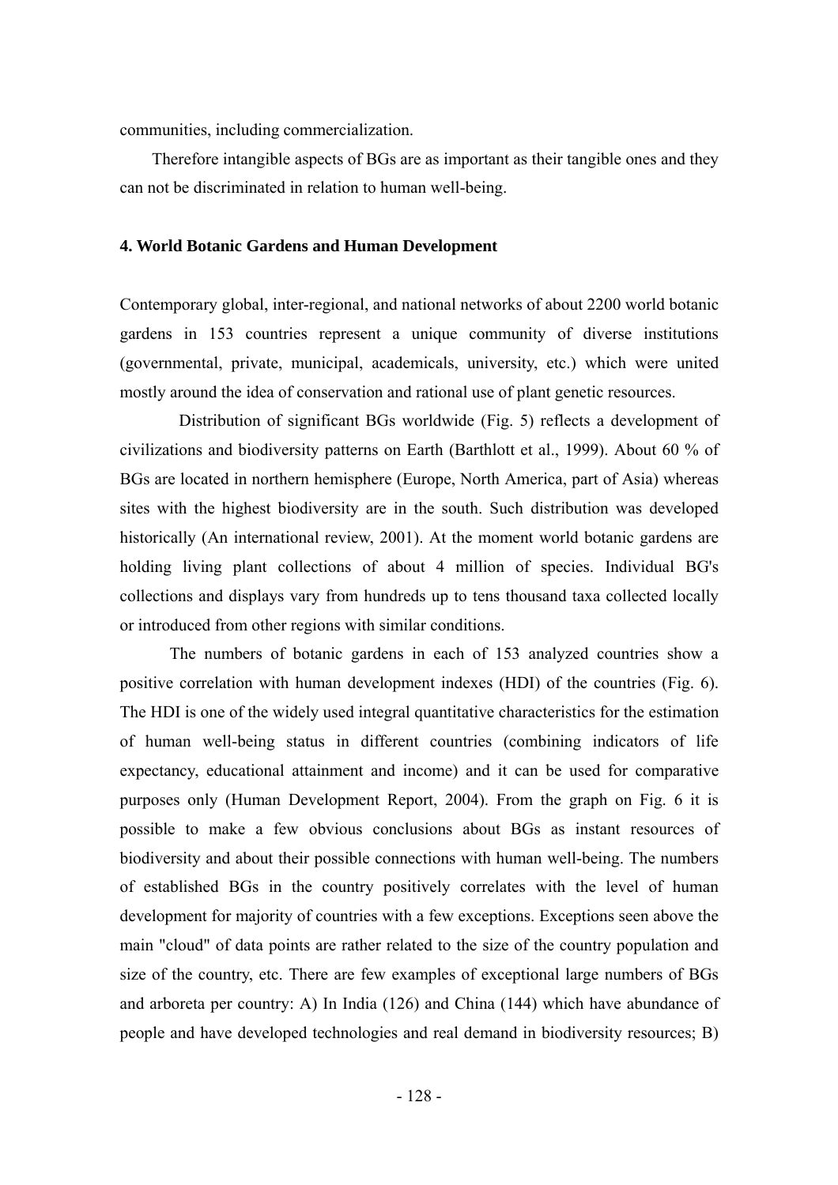communities, including commercialization.

Therefore intangible aspects of BGs are as important as their tangible ones and they can not be discriminated in relation to human well-being.

### 4. World Botanic Gardens and Human Development

Contemporary global, inter-regional, and national networks of about 2200 world botanic gardens in 153 countries represent a unique community of diverse institutions (governmental, private, municipal, academicals, university, etc.) which were united mostly around the idea of conservation and rational use of plant genetic resources.

Distribution of significant BGs worldwide (Fig. 5) reflects a development of civilizations and biodiversity patterns on Earth (Barthlott et al., 1999). About 60 % of BGs are located in northern hemisphere (Europe, North America, part of Asia) whereas sites with the highest biodiversity are in the south. Such distribution was developed historically (An international review, 2001). At the moment world botanic gardens are holding living plant collections of about 4 million of species. Individual BG's collections and displays vary from hundreds up to tens thousand taxa collected locally or introduced from other regions with similar conditions.

The numbers of botanic gardens in each of 153 analyzed countries show a positive correlation with human development indexes (HDI) of the countries (Fig. 6). The HDI is one of the widely used integral quantitative characteristics for the estimation of human well-being status in different countries (combining indicators of life expectancy, educational attainment and income) and it can be used for comparative purposes only (Human Development Report, 2004). From the graph on Fig. 6 it is possible to make a few obvious conclusions about BGs as instant resources of biodiversity and about their possible connections with human well-being. The numbers of established BGs in the country positively correlates with the level of human development for majority of countries with a few exceptions. Exceptions seen above the main "cloud" of data points are rather related to the size of the country population and size of the country, etc. There are few examples of exceptional large numbers of BGs and arboreta per country: A) In India (126) and China (144) which have abundance of people and have developed technologies and real demand in biodiversity resources; B)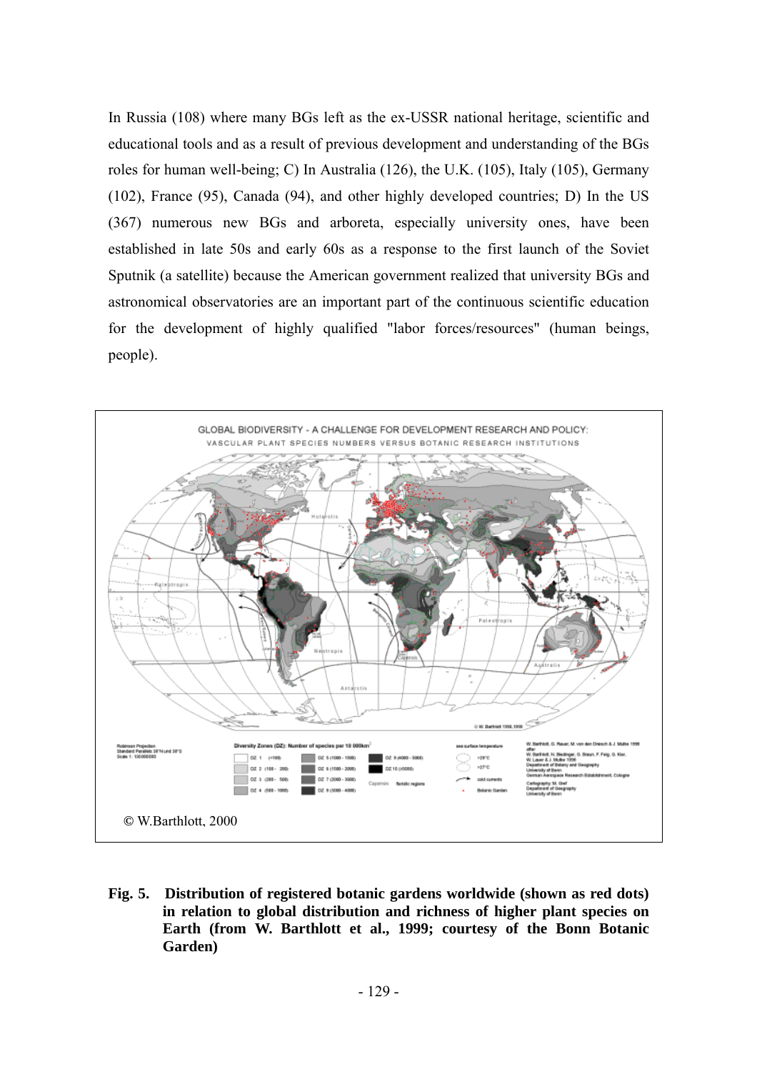In Russia (108) where many BGs left as the ex-USSR national heritage, scientific and educational tools and as a result of previous development and understanding of the BGs roles for human well-being; C) In Australia (126), the U.K. (105), Italy (105), Germany (102), France (95), Canada (94), and other highly developed countries; D) In the US (367) numerous new BGs and arboreta, especially university ones, have been established in late 50s and early 60s as a response to the first launch of the Soviet Sputnik (a satellite) because the American government realized that university BGs and astronomical observatories are an important part of the continuous scientific education for the development of highly qualified "labor forces/resources" (human beings, people).

© W.Barthlott, 2000

**Fig. 5. Distribution of registered botanic gardens worldwide (shown as red dots) in relation to global distribution and richness of higher plant species on Earth (from W. Barthlott et al., 1999; courtesy of the Bonn Botanic Garden)**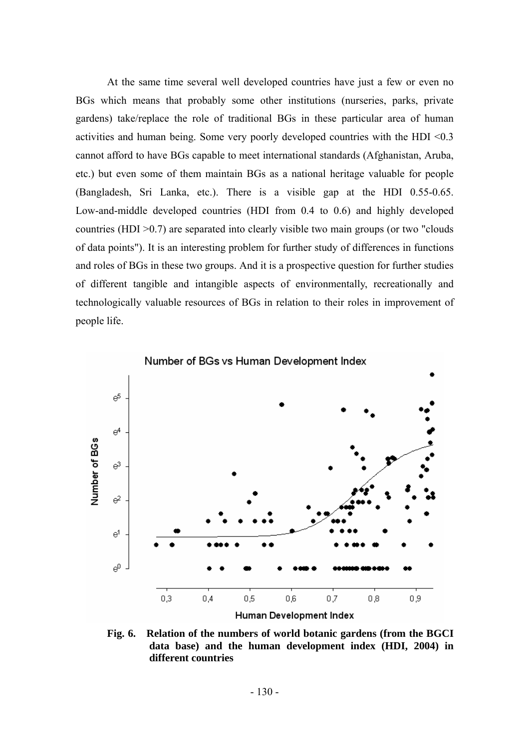At the same time several well developed countries have just a few or even no BGs which means that probably some other institutions (nurseries, parks, private gardens) take/replace the role of traditional BGs in these particular area of human activities and human being. Some very poorly developed countries with the HDI <0.3 cannot afford to have BGs capable to meet international standards (Afghanistan, Aruba, etc.) but even some of them maintain BGs as a national heritage valuable for people (Bangladesh, Sri Lanka, etc.). There is a visible gap at the HDI 0.55-0.65. Low-and-middle developed countries (HDI from 0.4 to 0.6) and highly developed countries (HDI >0.7) are separated into clearly visible two main groups (or two "clouds of data points"). It is an interesting problem for further study of differences in functions and roles of BGs in these two groups. And it is a prospective question for further studies of different tangible and intangible aspects of environmentally, recreationally and technologically valuable resources of BGs in relation to their roles in improvement of people life.

**Fig. 6. Relation of the numbers of world botanic gardens (from the BGCI data base) and the human development index (HDI, 2004) in different countries**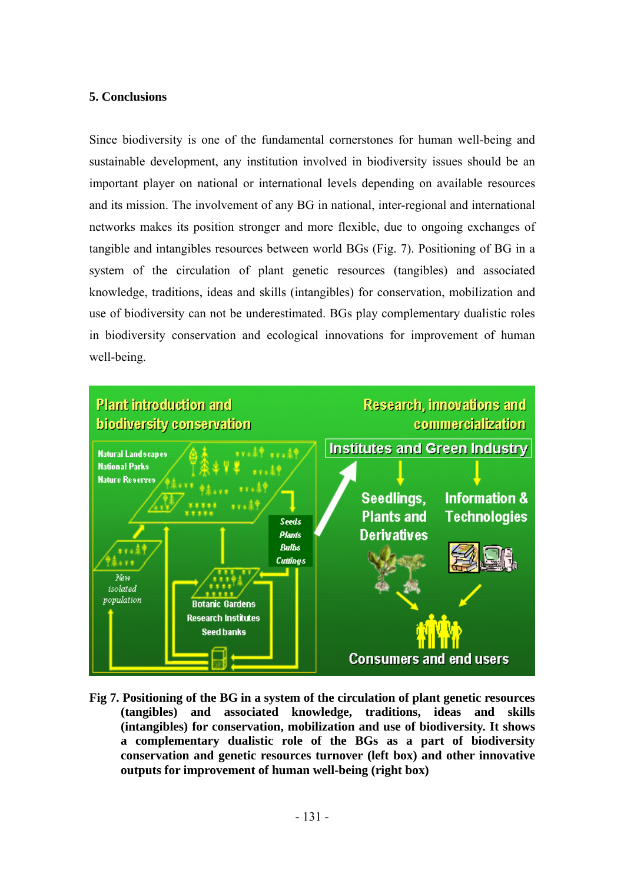## 5. Conclusions

Since biodiversity is one of the fundamental cornerstones for human well-being and sustainable development, any institution involved in biodiversity issues should be an important player on national or international levels depending on available resources and its mission. The involvement of any BG in national, inter-regional and international networks makes its position stronger and more flexible, due to ongoing exchanges of tangible and intangibles resources between world BGs (Fig. 7). Positioning of BG in a system of the circulation of plant genetic resources (tangibles) and associated knowledge, traditions, ideas and skills (intangibles) for conservation, mobilization and use of biodiversity can not be underestimated. BGs play complementary dualistic roles in biodiversity conservation and ecological innovations for improvement of human well-being.

**Fig 7. Positioning of the BG in a system of the circulation of plant genetic resources (tangibles) and associated knowledge, traditions, ideas and skills (intangibles) for conservation, mobilization and use of biodiversity. It shows a complementary dualistic role of the BGs as a part of biodiversity conservation and genetic resources turnover (left box) and other innovative outputs for improvement of human well-being (right box)**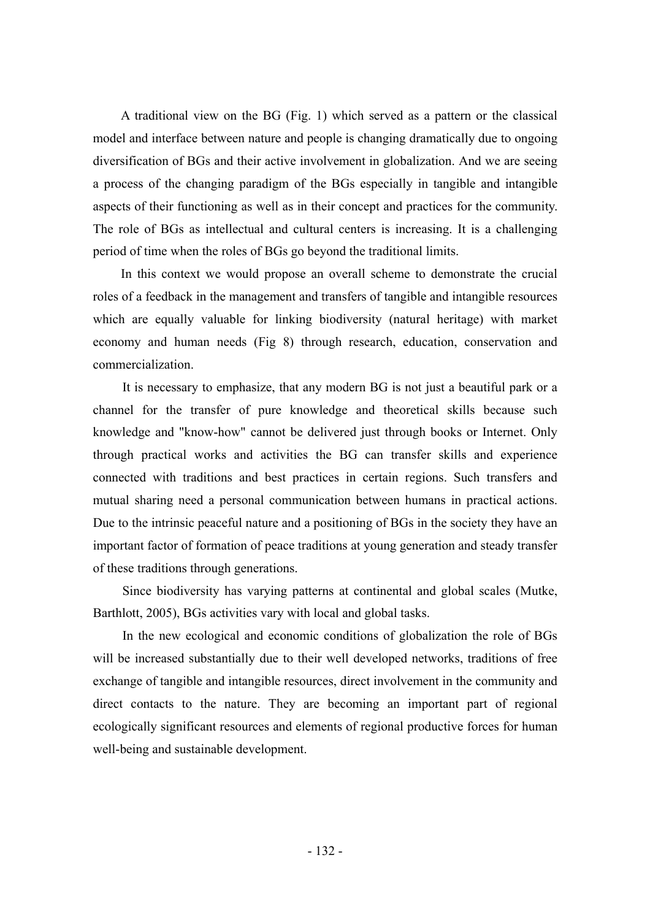A traditional view on the BG (Fig. 1) which served as a pattern or the classical model and interface between nature and people is changing dramatically due to ongoing diversification of BGs and their active involvement in globalization. And we are seeing a process of the changing paradigm of the BGs especially in tangible and intangible aspects of their functioning as well as in their concept and practices for the community. The role of BGs as intellectual and cultural centers is increasing. It is a challenging period of time when the roles of BGs go beyond the traditional limits.

In this context we would propose an overall scheme to demonstrate the crucial roles of a feedback in the management and transfers of tangible and intangible resources which are equally valuable for linking biodiversity (natural heritage) with market economy and human needs (Fig 8) through research, education, conservation and commercialization.

It is necessary to emphasize, that any modern BG is not just a beautiful park or a channel for the transfer of pure knowledge and theoretical skills because such knowledge and "know-how" cannot be delivered just through books or Internet. Only through practical works and activities the BG can transfer skills and experience connected with traditions and best practices in certain regions. Such transfers and mutual sharing need a personal communication between humans in practical actions. Due to the intrinsic peaceful nature and a positioning of BGs in the society they have an important factor of formation of peace traditions at young generation and steady transfer of these traditions through generations.

Since biodiversity has varying patterns at continental and global scales (Mutke, Barthlott, 2005), BGs activities vary with local and global tasks.

In the new ecological and economic conditions of globalization the role of BGs will be increased substantially due to their well developed networks, traditions of free exchange of tangible and intangible resources, direct involvement in the community and direct contacts to the nature. They are becoming an important part of regional ecologically significant resources and elements of regional productive forces for human well-being and sustainable development.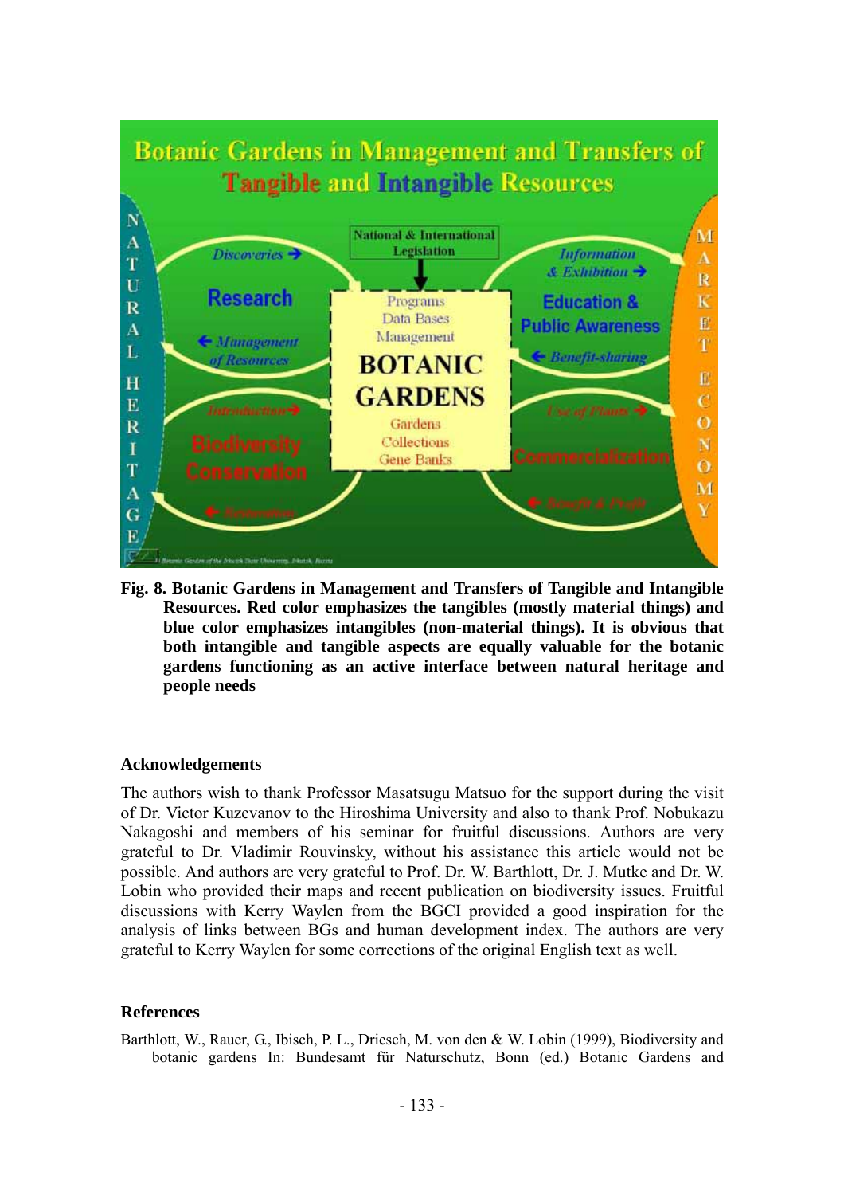Botanic Gardens in Management and Transfers of Tangible and Intangible Resources

NATURAL HERITAGE

MARKET ECONOMY

National & International Legislation

Discoveries →

Research

← Management of Resources

Programs
Data Bases
Management

BOTANIC GARDENS

Gardens
Collections
Gene Banks

Information & Exhibition →

Education & Public Awareness

← Benefit-sharing

Introduction →

Biodiversity Conservation

← Restoration

Use of Plants →

Commercialization

← Benefit & Profit

**Fig. 8. Botanic Gardens in Management and Transfers of Tangible and Intangible Resources. Red color emphasizes the tangibles (mostly material things) and blue color emphasizes intangibles (non-material things). It is obvious that both intangible and tangible aspects are equally valuable for the botanic gardens functioning as an active interface between natural heritage and people needs**

## Acknowledgements

The authors wish to thank Professor Masatsugu Matsuo for the support during the visit of Dr. Victor Kuzevanov to the Hiroshima University and also to thank Prof. Nobukazu Nakagoshi and members of his seminar for fruitful discussions. Authors are very grateful to Dr. Vladimir Rouvinsky, without his assistance this article would not be possible. And authors are very grateful to Prof. Dr. W. Barthlott, Dr. J. Mutke and Dr. W. Lobin who provided their maps and recent publication on biodiversity issues. Fruitful discussions with Kerry Waylen from the BGCI provided a good inspiration for the analysis of links between BGs and human development index. The authors are very grateful to Kerry Waylen for some corrections of the original English text as well.

## References

Barthlott, W., Rauer, G., Ibisch, P. L., Driesch, M. von den & W. Lobin (1999), Biodiversity and botanic gardens In: Bundesamt für Naturschutz, Bonn (ed.) Botanic Gardens and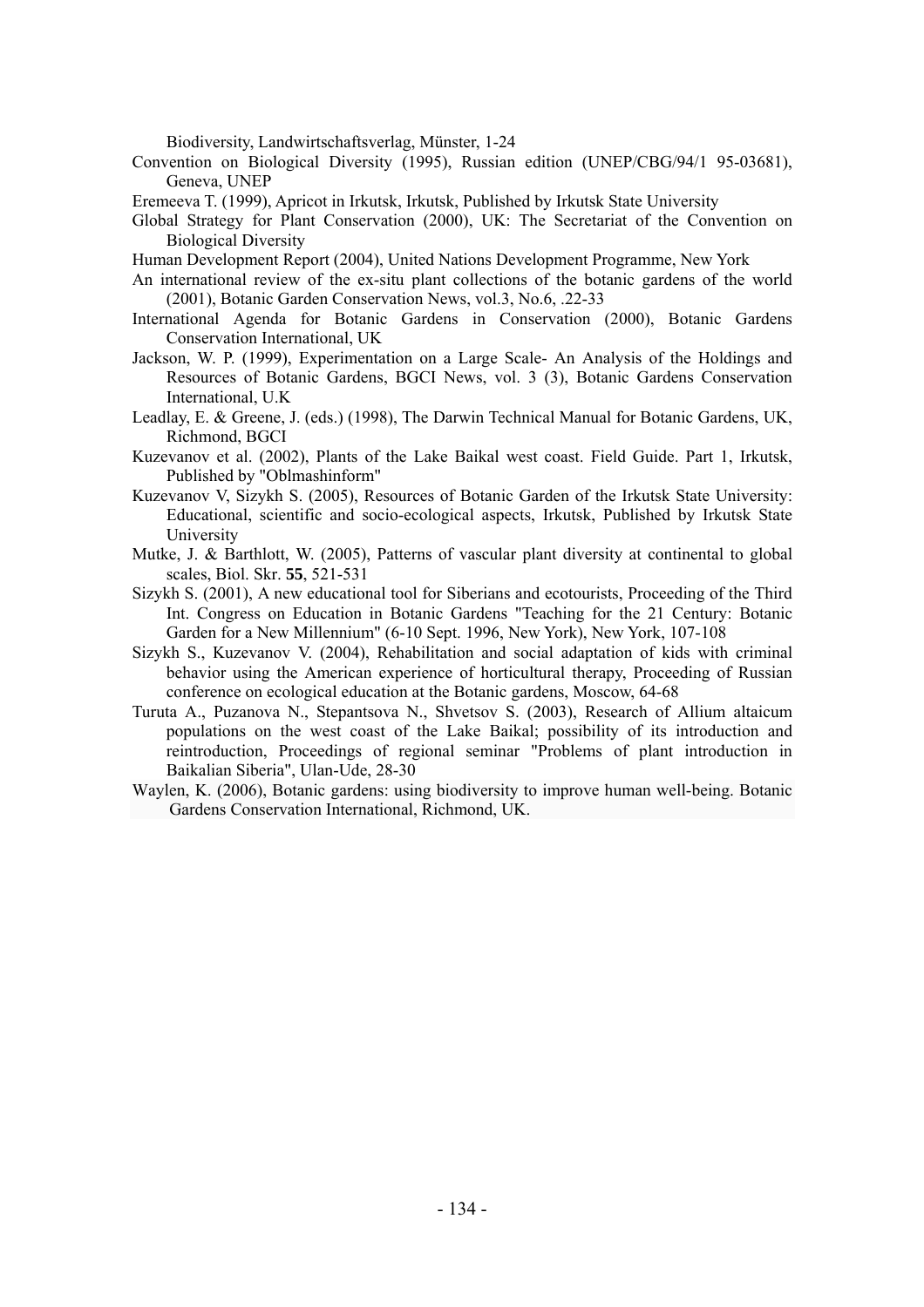Biodiversity, Landwirtschaftsverlag, Münster, 1-24

Convention on Biological Diversity (1995), Russian edition (UNEP/CBG/94/1 95-03681), Geneva, UNEP

Eremeeva T. (1999), Apricot in Irkutsk, Irkutsk, Published by Irkutsk State University

Global Strategy for Plant Conservation (2000), UK: The Secretariat of the Convention on Biological Diversity

Human Development Report (2004), United Nations Development Programme, New York

An international review of the ex-situ plant collections of the botanic gardens of the world (2001), Botanic Garden Conservation News, vol.3, No.6, .22-33

International Agenda for Botanic Gardens in Conservation (2000), Botanic Gardens Conservation International, UK

Jackson, W. P. (1999), Experimentation on a Large Scale- An Analysis of the Holdings and Resources of Botanic Gardens, BGCI News, vol. 3 (3), Botanic Gardens Conservation International, U.K

Leadlay, E. & Greene, J. (eds.) (1998), The Darwin Technical Manual for Botanic Gardens, UK, Richmond, BGCI

Kuzevanov et al. (2002), Plants of the Lake Baikal west coast. Field Guide. Part 1, Irkutsk, Published by "Oblmashinform"

Kuzevanov V, Sizykh S. (2005), Resources of Botanic Garden of the Irkutsk State University: Educational, scientific and socio-ecological aspects, Irkutsk, Published by Irkutsk State University

Mutke, J. & Barthlott, W. (2005), Patterns of vascular plant diversity at continental to global scales, Biol. Skr. **55**, 521-531

Sizykh S. (2001), A new educational tool for Siberians and ecotourists, Proceeding of the Third Int. Congress on Education in Botanic Gardens "Teaching for the 21 Century: Botanic Garden for a New Millennium" (6-10 Sept. 1996, New York), New York, 107-108

Sizykh S., Kuzevanov V. (2004), Rehabilitation and social adaptation of kids with criminal behavior using the American experience of horticultural therapy, Proceeding of Russian conference on ecological education at the Botanic gardens, Moscow, 64-68

Turuta A., Puzanova N., Stepantsova N., Shvetsov S. (2003), Research of Allium altaicum populations on the west coast of the Lake Baikal; possibility of its introduction and reintroduction, Proceedings of regional seminar "Problems of plant introduction in Baikalian Siberia", Ulan-Ude, 28-30

Waylen, K. (2006), Botanic gardens: using biodiversity to improve human well-being. Botanic Gardens Conservation International, Richmond, UK.